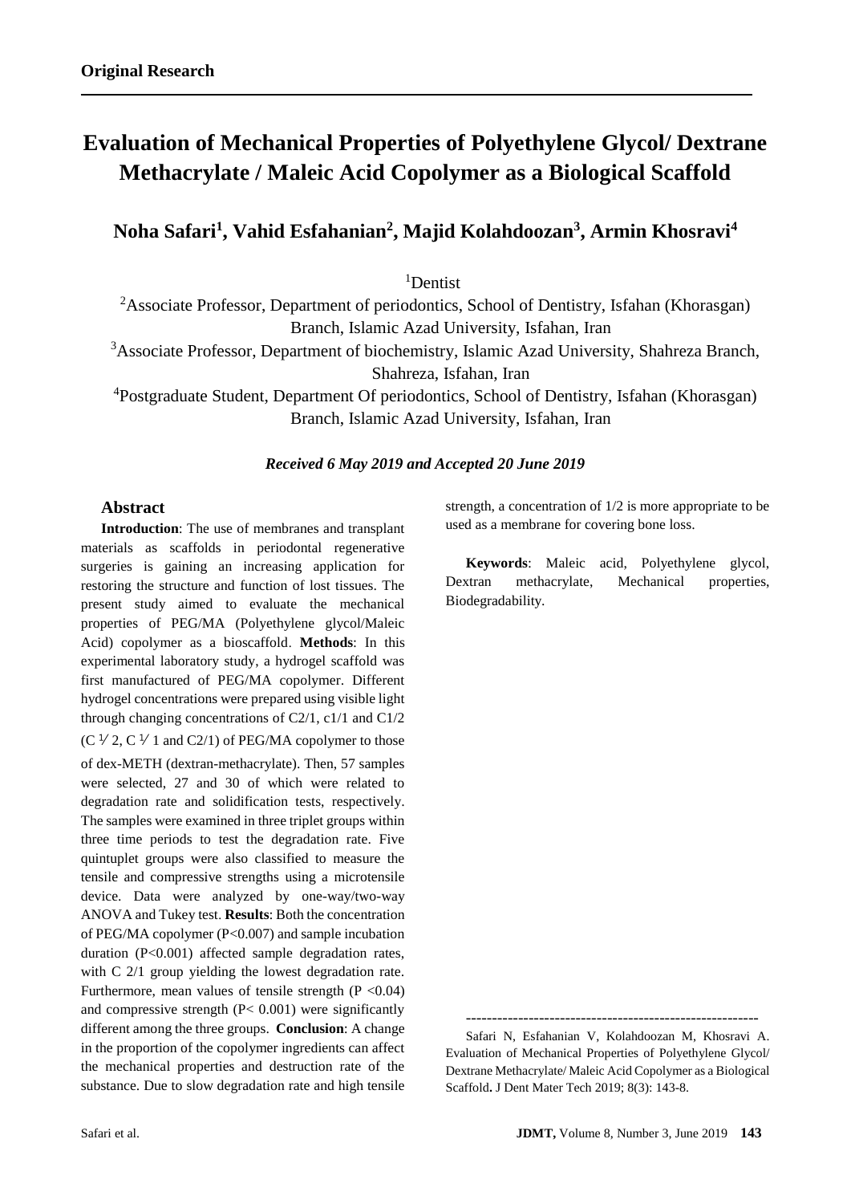**Original Research**

# Evaluation of Mechanical Properties of Polyethylene Glycol/ Dextrane Methacrylate / Maleic Acid Copolymer as a Biological Scaffold

## Noha Safari[1], Vahid Esfahanian[2], Majid Kolahdoozan[3], Armin Khosravi[4]

[1]Dentist

[2]Associate Professor, Department of periodontics, School of Dentistry, Isfahan (Khorasgan) Branch, Islamic Azad University, Isfahan, Iran

[3]Associate Professor, Department of biochemistry, Islamic Azad University, Shahreza Branch, Shahreza, Isfahan, Iran

[4]Postgraduate Student, Department Of periodontics, School of Dentistry, Isfahan (Khorasgan) Branch, Islamic Azad University, Isfahan, Iran

***Received 6 May 2019 and Accepted 20 June 2019***

### Abstract

**Introduction**: The use of membranes and transplant materials as scaffolds in periodontal regenerative surgeries is gaining an increasing application for restoring the structure and function of lost tissues. The present study aimed to evaluate the mechanical properties of PEG/MA (Polyethylene glycol/Maleic Acid) copolymer as a bioscaffold. **Methods**: In this experimental laboratory study, a hydrogel scaffold was first manufactured of PEG/MA copolymer. Different hydrogel concentrations were prepared using visible light through changing concentrations of C2/1, c1/1 and C1/2 (C ½ 2, C ½ 1 and C2/1) of PEG/MA copolymer to those of dex-METH (dextran-methacrylate). Then, 57 samples were selected, 27 and 30 of which were related to degradation rate and solidification tests, respectively. The samples were examined in three triplet groups within three time periods to test the degradation rate. Five quintuplet groups were also classified to measure the tensile and compressive strengths using a microtensile device. Data were analyzed by one-way/two-way ANOVA and Tukey test. **Results**: Both the concentration of PEG/MA copolymer ($P<0.007$) and sample incubation duration ($P<0.001$) affected sample degradation rates, with C 2/1 group yielding the lowest degradation rate. Furthermore, mean values of tensile strength ($P <0.04$) and compressive strength ($P< 0.001$) were significantly different among the three groups. **Conclusion**: A change in the proportion of the copolymer ingredients can affect the mechanical properties and destruction rate of the substance. Due to slow degradation rate and high tensile strength, a concentration of 1/2 is more appropriate to be used as a membrane for covering bone loss.

**Keywords**: Maleic acid, Polyethylene glycol, Dextran methacrylate, Mechanical properties, Biodegradability.

---

Safari N, Esfahanian V, Kolahdoozan M, Khosravi A. Evaluation of Mechanical Properties of Polyethylene Glycol/ Dextrane Methacrylate/ Maleic Acid Copolymer as a Biological Scaffold**.** J Dent Mater Tech 2019; 8(3): 143-8.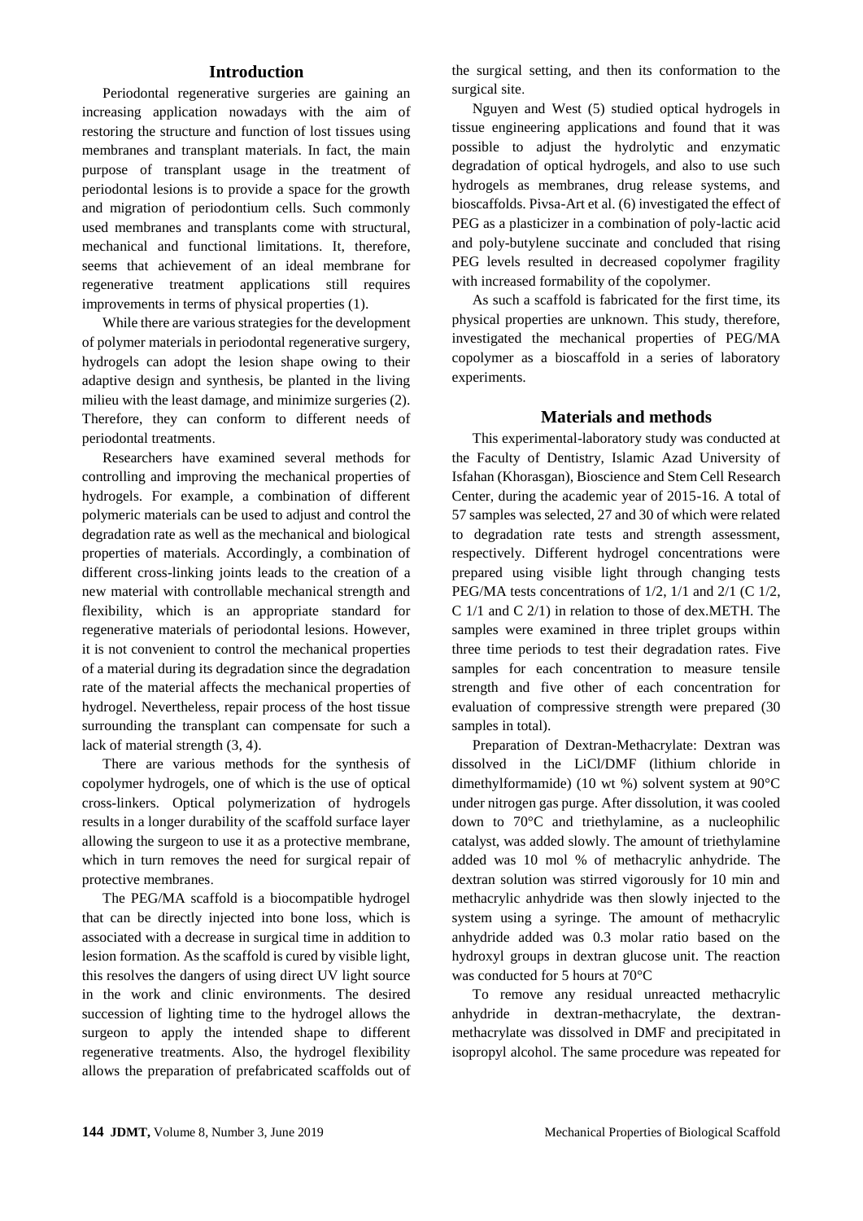## Introduction

Periodontal regenerative surgeries are gaining an increasing application nowadays with the aim of restoring the structure and function of lost tissues using membranes and transplant materials. In fact, the main purpose of transplant usage in the treatment of periodontal lesions is to provide a space for the growth and migration of periodontium cells. Such commonly used membranes and transplants come with structural, mechanical and functional limitations. It, therefore, seems that achievement of an ideal membrane for regenerative treatment applications still requires improvements in terms of physical properties (1).

While there are various strategies for the development of polymer materials in periodontal regenerative surgery, hydrogels can adopt the lesion shape owing to their adaptive design and synthesis, be planted in the living milieu with the least damage, and minimize surgeries (2). Therefore, they can conform to different needs of periodontal treatments.

Researchers have examined several methods for controlling and improving the mechanical properties of hydrogels. For example, a combination of different polymeric materials can be used to adjust and control the degradation rate as well as the mechanical and biological properties of materials. Accordingly, a combination of different cross-linking joints leads to the creation of a new material with controllable mechanical strength and flexibility, which is an appropriate standard for regenerative materials of periodontal lesions. However, it is not convenient to control the mechanical properties of a material during its degradation since the degradation rate of the material affects the mechanical properties of hydrogel. Nevertheless, repair process of the host tissue surrounding the transplant can compensate for such a lack of material strength (3, 4).

There are various methods for the synthesis of copolymer hydrogels, one of which is the use of optical cross-linkers. Optical polymerization of hydrogels results in a longer durability of the scaffold surface layer allowing the surgeon to use it as a protective membrane, which in turn removes the need for surgical repair of protective membranes.

The PEG/MA scaffold is a biocompatible hydrogel that can be directly injected into bone loss, which is associated with a decrease in surgical time in addition to lesion formation. As the scaffold is cured by visible light, this resolves the dangers of using direct UV light source in the work and clinic environments. The desired succession of lighting time to the hydrogel allows the surgeon to apply the intended shape to different regenerative treatments. Also, the hydrogel flexibility allows the preparation of prefabricated scaffolds out of the surgical setting, and then its conformation to the surgical site.

Nguyen and West (5) studied optical hydrogels in tissue engineering applications and found that it was possible to adjust the hydrolytic and enzymatic degradation of optical hydrogels, and also to use such hydrogels as membranes, drug release systems, and bioscaffolds. Pivsa-Art et al. (6) investigated the effect of PEG as a plasticizer in a combination of poly-lactic acid and poly-butylene succinate and concluded that rising PEG levels resulted in decreased copolymer fragility with increased formability of the copolymer.

As such a scaffold is fabricated for the first time, its physical properties are unknown. This study, therefore, investigated the mechanical properties of PEG/MA copolymer as a bioscaffold in a series of laboratory experiments.

## Materials and methods

This experimental-laboratory study was conducted at the Faculty of Dentistry, Islamic Azad University of Isfahan (Khorasgan), Bioscience and Stem Cell Research Center, during the academic year of 2015-16. A total of 57 samples was selected, 27 and 30 of which were related to degradation rate tests and strength assessment, respectively. Different hydrogel concentrations were prepared using visible light through changing tests PEG/MA tests concentrations of 1/2, 1/1 and 2/1 (C 1/2, C 1/1 and C 2/1) in relation to those of dex.METH. The samples were examined in three triplet groups within three time periods to test their degradation rates. Five samples for each concentration to measure tensile strength and five other of each concentration for evaluation of compressive strength were prepared (30 samples in total).

Preparation of Dextran-Methacrylate: Dextran was dissolved in the LiCl/DMF (lithium chloride in dimethylformamide) (10 wt %) solvent system at 90°C under nitrogen gas purge. After dissolution, it was cooled down to 70°C and triethylamine, as a nucleophilic catalyst, was added slowly. The amount of triethylamine added was 10 mol % of methacrylic anhydride. The dextran solution was stirred vigorously for 10 min and methacrylic anhydride was then slowly injected to the system using a syringe. The amount of methacrylic anhydride added was 0.3 molar ratio based on the hydroxyl groups in dextran glucose unit. The reaction was conducted for 5 hours at 70°C

To remove any residual unreacted methacrylic anhydride in dextran-methacrylate, the dextran-methacrylate was dissolved in DMF and precipitated in isopropyl alcohol. The same procedure was repeated for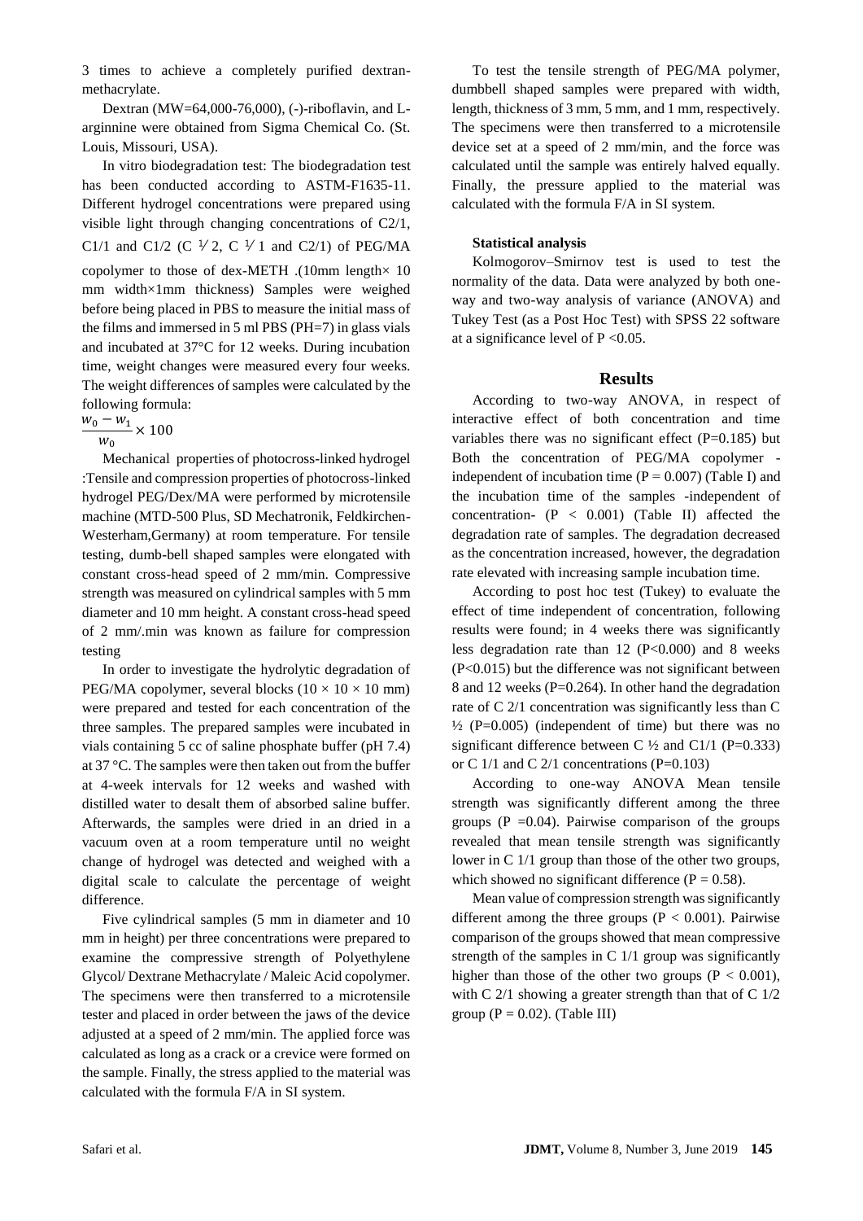3 times to achieve a completely purified dextran-methacrylate.

Dextran (MW=64,000-76,000), (-)-riboflavin, and L-arginnine were obtained from Sigma Chemical Co. (St. Louis, Missouri, USA).

In vitro biodegradation test: The biodegradation test has been conducted according to ASTM-F1635-11. Different hydrogel concentrations were prepared using visible light through changing concentrations of C2/1, C1/1 and C1/2 (C ¹⁄ 2, C ¹⁄ 1 and C2/1) of PEG/MA copolymer to those of dex-METH .(10mm length× 10 mm width×1mm thickness) Samples were weighed before being placed in PBS to measure the initial mass of the films and immersed in 5 ml PBS (PH=7) in glass vials and incubated at 37°C for 12 weeks. During incubation time, weight changes were measured every four weeks. The weight differences of samples were calculated by the following formula:

$$\frac{w_0 - w_1}{w_0} \times 100$$

Mechanical properties of photocross-linked hydrogel :Tensile and compression properties of photocross-linked hydrogel PEG/Dex/MA were performed by microtensile machine (MTD-500 Plus, SD Mechatronik, Feldkirchen-Westerham,Germany) at room temperature. For tensile testing, dumb-bell shaped samples were elongated with constant cross-head speed of 2 mm/min. Compressive strength was measured on cylindrical samples with 5 mm diameter and 10 mm height. A constant cross-head speed of 2 mm/.min was known as failure for compression testing

In order to investigate the hydrolytic degradation of PEG/MA copolymer, several blocks (10 × 10 × 10 mm) were prepared and tested for each concentration of the three samples. The prepared samples were incubated in vials containing 5 cc of saline phosphate buffer (pH 7.4) at 37 °C. The samples were then taken out from the buffer at 4-week intervals for 12 weeks and washed with distilled water to desalt them of absorbed saline buffer. Afterwards, the samples were dried in an dried in a vacuum oven at a room temperature until no weight change of hydrogel was detected and weighed with a digital scale to calculate the percentage of weight difference.

Five cylindrical samples (5 mm in diameter and 10 mm in height) per three concentrations were prepared to examine the compressive strength of Polyethylene Glycol/ Dextrane Methacrylate / Maleic Acid copolymer. The specimens were then transferred to a microtensile tester and placed in order between the jaws of the device adjusted at a speed of 2 mm/min. The applied force was calculated as long as a crack or a crevice were formed on the sample. Finally, the stress applied to the material was calculated with the formula F/A in SI system.

To test the tensile strength of PEG/MA polymer, dumbbell shaped samples were prepared with width, length, thickness of 3 mm, 5 mm, and 1 mm, respectively. The specimens were then transferred to a microtensile device set at a speed of 2 mm/min, and the force was calculated until the sample was entirely halved equally. Finally, the pressure applied to the material was calculated with the formula F/A in SI system.

#### Statistical analysis

Kolmogorov–Smirnov test is used to test the normality of the data. Data were analyzed by both one-way and two-way analysis of variance (ANOVA) and Tukey Test (as a Post Hoc Test) with SPSS 22 software at a significance level of $P < 0.05$.

## Results

According to two-way ANOVA, in respect of interactive effect of both concentration and time variables there was no significant effect (P=0.185) but Both the concentration of PEG/MA copolymer -independent of incubation time (P = 0.007) (Table I) and the incubation time of the samples -independent of concentration- (P < 0.001) (Table II) affected the degradation rate of samples. The degradation decreased as the concentration increased, however, the degradation rate elevated with increasing sample incubation time.

According to post hoc test (Tukey) to evaluate the effect of time independent of concentration, following results were found; in 4 weeks there was significantly less degradation rate than 12 (P<0.000) and 8 weeks (P<0.015) but the difference was not significant between 8 and 12 weeks (P=0.264). In other hand the degradation rate of C 2/1 concentration was significantly less than C ½ (P=0.005) (independent of time) but there was no significant difference between C ½ and C1/1 (P=0.333) or C 1/1 and C 2/1 concentrations (P=0.103)

According to one-way ANOVA Mean tensile strength was significantly different among the three groups (P =0.04). Pairwise comparison of the groups revealed that mean tensile strength was significantly lower in C 1/1 group than those of the other two groups, which showed no significant difference (P = 0.58).

Mean value of compression strength was significantly different among the three groups (P < 0.001). Pairwise comparison of the groups showed that mean compressive strength of the samples in C 1/1 group was significantly higher than those of the other two groups (P < 0.001), with C 2/1 showing a greater strength than that of C 1/2 group (P = 0.02). (Table III)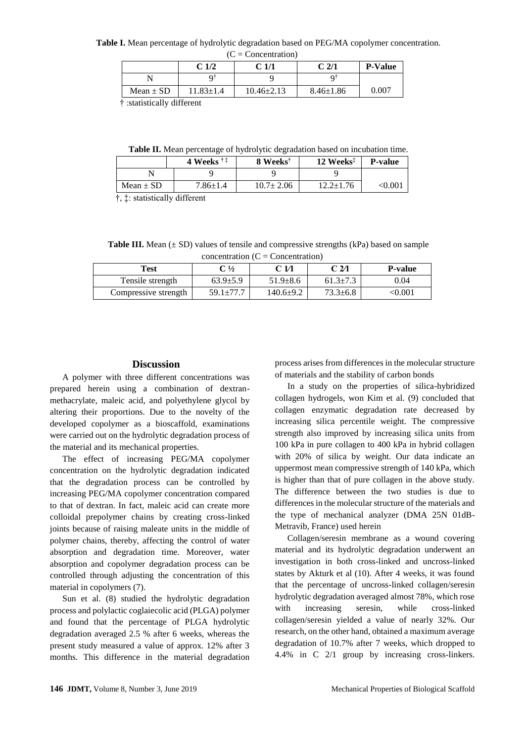**Table I.** Mean percentage of hydrolytic degradation based on PEG/MA copolymer concentration. (C = Concentration)

| | C 1/2 | C 1/1 | C 2/1 | P-Value |
|---|---|---|---|---|
| N | 9† | 9 | 9† | |
| Mean ± SD | 11.83±1.4 | 10.46±2.13 | 8.46±1.86 | 0.007 |

† :statistically different

**Table II.** Mean percentage of hydrolytic degradation based on incubation time.

| | 4 Weeks †‡ | 8 Weeks† | 12 Weeks‡ | P-value |
|---|---|---|---|---|
| N | 9 | 9 | 9 | |
| Mean ± SD | 7.86±1.4 | 10.7± 2.06 | 12.2±1.76 | <0.001 |

†, ‡: statistically different

**Table III.** Mean (± SD) values of tensile and compressive strengths (kPa) based on sample concentration (C = Concentration)

| Test | C ½ | C 1/1 | C 2/1 | P-value |
|---|---|---|---|---|
| Tensile strength | 63.9±5.9 | 51.9±8.6 | 61.3±7.3 | 0.04 |
| Compressive strength | 59.1±77.7 | 140.6±9.2 | 73.3±6.8 | <0.001 |

## Discussion

A polymer with three different concentrations was prepared herein using a combination of dextran-methacrylate, maleic acid, and polyethylene glycol by altering their proportions. Due to the novelty of the developed copolymer as a bioscaffold, examinations were carried out on the hydrolytic degradation process of the material and its mechanical properties.

The effect of increasing PEG/MA copolymer concentration on the hydrolytic degradation indicated that the degradation process can be controlled by increasing PEG/MA copolymer concentration compared to that of dextran. In fact, maleic acid can create more colloidal prepolymer chains by creating cross-linked joints because of raising maleate units in the middle of polymer chains, thereby, affecting the control of water absorption and degradation time. Moreover, water absorption and copolymer degradation process can be controlled through adjusting the concentration of this material in copolymers (7).

Sun et al. (8) studied the hydrolytic degradation process and polylactic coglaiecolic acid (PLGA) polymer and found that the percentage of PLGA hydrolytic degradation averaged 2.5 % after 6 weeks, whereas the present study measured a value of approx. 12% after 3 months. This difference in the material degradation process arises from differences in the molecular structure of materials and the stability of carbon bonds

In a study on the properties of silica-hybridized collagen hydrogels, won Kim et al. (9) concluded that collagen enzymatic degradation rate decreased by increasing silica percentile weight. The compressive strength also improved by increasing silica units from 100 kPa in pure collagen to 400 kPa in hybrid collagen with 20% of silica by weight. Our data indicate an uppermost mean compressive strength of 140 kPa, which is higher than that of pure collagen in the above study. The difference between the two studies is due to differences in the molecular structure of the materials and the type of mechanical analyzer (DMA 25N 01dB-Metravib, France) used herein

Collagen/seresin membrane as a wound covering material and its hydrolytic degradation underwent an investigation in both cross-linked and uncross-linked states by Akturk et al (10). After 4 weeks, it was found that the percentage of uncross-linked collagen/seresin hydrolytic degradation averaged almost 78%, which rose with increasing seresin, while cross-linked collagen/seresin yielded a value of nearly 32%. Our research, on the other hand, obtained a maximum average degradation of 10.7% after 7 weeks, which dropped to 4.4% in C 2/1 group by increasing cross-linkers.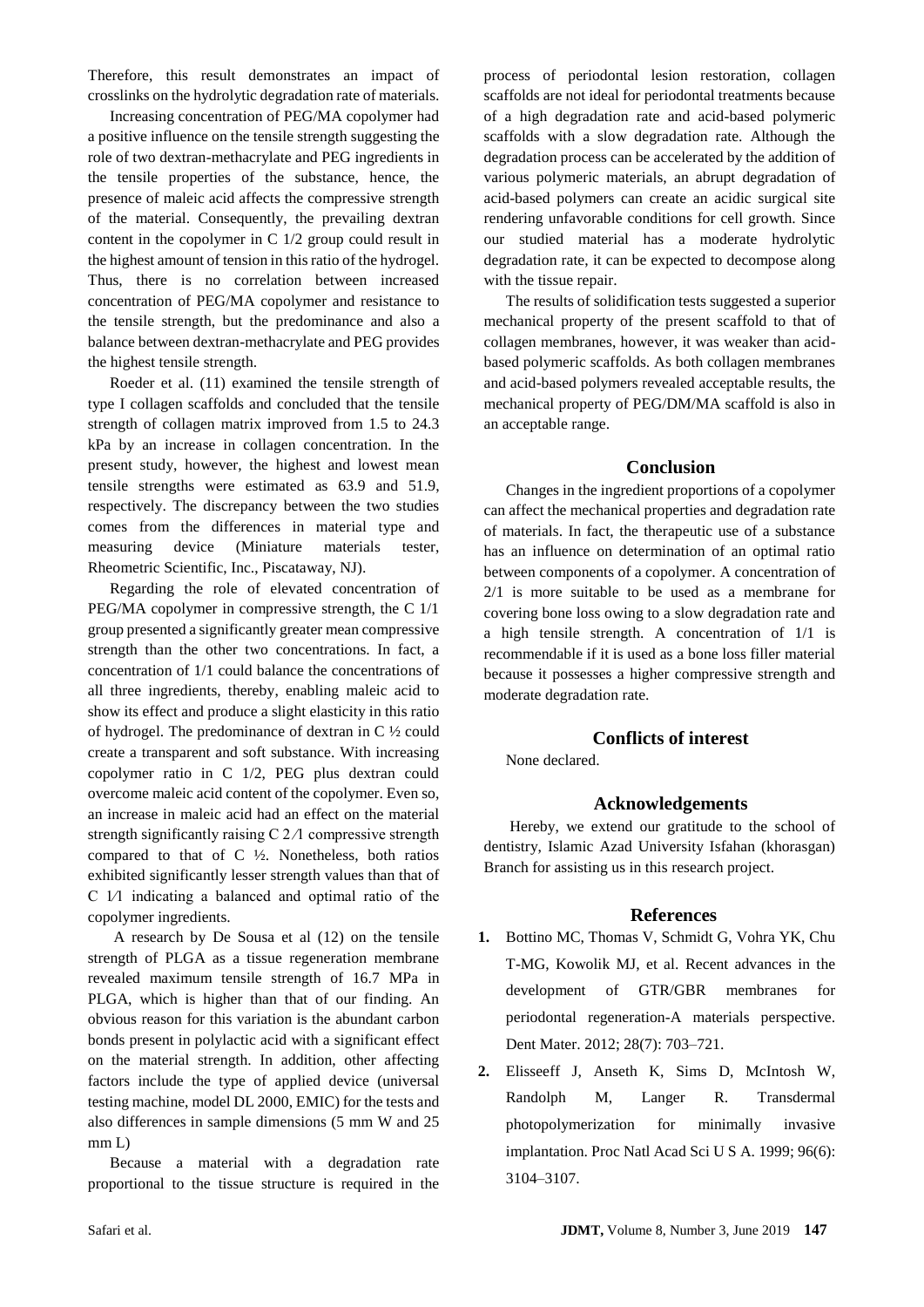Therefore, this result demonstrates an impact of crosslinks on the hydrolytic degradation rate of materials.

Increasing concentration of PEG/MA copolymer had a positive influence on the tensile strength suggesting the role of two dextran-methacrylate and PEG ingredients in the tensile properties of the substance, hence, the presence of maleic acid affects the compressive strength of the material. Consequently, the prevailing dextran content in the copolymer in C 1/2 group could result in the highest amount of tension in this ratio of the hydrogel. Thus, there is no correlation between increased concentration of PEG/MA copolymer and resistance to the tensile strength, but the predominance and also a balance between dextran-methacrylate and PEG provides the highest tensile strength.

Roeder et al. (11) examined the tensile strength of type I collagen scaffolds and concluded that the tensile strength of collagen matrix improved from 1.5 to 24.3 kPa by an increase in collagen concentration. In the present study, however, the highest and lowest mean tensile strengths were estimated as 63.9 and 51.9, respectively. The discrepancy between the two studies comes from the differences in material type and measuring device (Miniature materials tester, Rheometric Scientific, Inc., Piscataway, NJ).

Regarding the role of elevated concentration of PEG/MA copolymer in compressive strength, the C 1/1 group presented a significantly greater mean compressive strength than the other two concentrations. In fact, a concentration of 1/1 could balance the concentrations of all three ingredients, thereby, enabling maleic acid to show its effect and produce a slight elasticity in this ratio of hydrogel. The predominance of dextran in C ½ could create a transparent and soft substance. With increasing copolymer ratio in C 1/2, PEG plus dextran could overcome maleic acid content of the copolymer. Even so, an increase in maleic acid had an effect on the material strength significantly raising C 2/1 compressive strength compared to that of C ½. Nonetheless, both ratios exhibited significantly lesser strength values than that of C 1/1 indicating a balanced and optimal ratio of the copolymer ingredients.

A research by De Sousa et al (12) on the tensile strength of PLGA as a tissue regeneration membrane revealed maximum tensile strength of 16.7 MPa in PLGA, which is higher than that of our finding. An obvious reason for this variation is the abundant carbon bonds present in polylactic acid with a significant effect on the material strength. In addition, other affecting factors include the type of applied device (universal testing machine, model DL 2000, EMIC) for the tests and also differences in sample dimensions (5 mm W and 25 mm L)

Because a material with a degradation rate proportional to the tissue structure is required in the process of periodontal lesion restoration, collagen scaffolds are not ideal for periodontal treatments because of a high degradation rate and acid-based polymeric scaffolds with a slow degradation rate. Although the degradation process can be accelerated by the addition of various polymeric materials, an abrupt degradation of acid-based polymers can create an acidic surgical site rendering unfavorable conditions for cell growth. Since our studied material has a moderate hydrolytic degradation rate, it can be expected to decompose along with the tissue repair.

The results of solidification tests suggested a superior mechanical property of the present scaffold to that of collagen membranes, however, it was weaker than acid-based polymeric scaffolds. As both collagen membranes and acid-based polymers revealed acceptable results, the mechanical property of PEG/DM/MA scaffold is also in an acceptable range.

## Conclusion

Changes in the ingredient proportions of a copolymer can affect the mechanical properties and degradation rate of materials. In fact, the therapeutic use of a substance has an influence on determination of an optimal ratio between components of a copolymer. A concentration of 2/1 is more suitable to be used as a membrane for covering bone loss owing to a slow degradation rate and a high tensile strength. A concentration of 1/1 is recommendable if it is used as a bone loss filler material because it possesses a higher compressive strength and moderate degradation rate.

## Conflicts of interest

None declared.

## Acknowledgements

Hereby, we extend our gratitude to the school of dentistry, Islamic Azad University Isfahan (khorasgan) Branch for assisting us in this research project.

## References

1. Bottino MC, Thomas V, Schmidt G, Vohra YK, Chu T-MG, Kowolik MJ, et al. Recent advances in the development of GTR/GBR membranes for periodontal regeneration-A materials perspective. Dent Mater. 2012; 28(7): 703–721.
2. Elisseeff J, Anseth K, Sims D, McIntosh W, Randolph M, Langer R. Transdermal photopolymerization for minimally invasive implantation. Proc Natl Acad Sci U S A. 1999; 96(6): 3104–3107.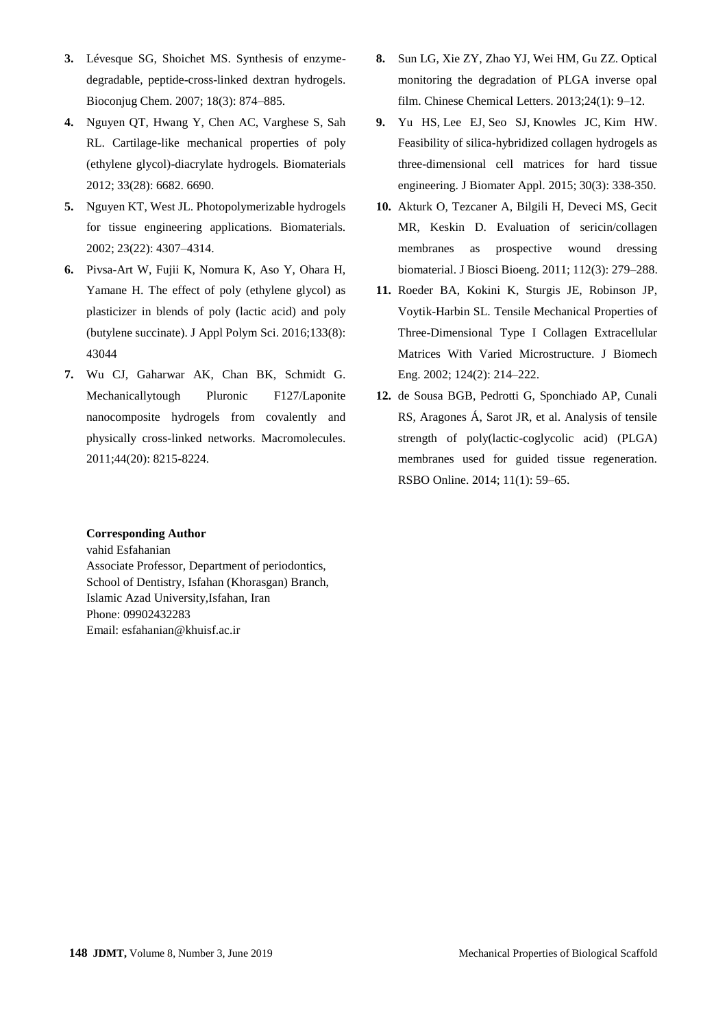3. Lévesque SG, Shoichet MS. Synthesis of enzyme-degradable, peptide-cross-linked dextran hydrogels. Bioconjug Chem. 2007; 18(3): 874–885.
4. Nguyen QT, Hwang Y, Chen AC, Varghese S, Sah RL. Cartilage-like mechanical properties of poly (ethylene glycol)-diacrylate hydrogels. Biomaterials 2012; 33(28): 6682. 6690.
5. Nguyen KT, West JL. Photopolymerizable hydrogels for tissue engineering applications. Biomaterials. 2002; 23(22): 4307–4314.
6. Pivsa-Art W, Fujii K, Nomura K, Aso Y, Ohara H, Yamane H. The effect of poly (ethylene glycol) as plasticizer in blends of poly (lactic acid) and poly (butylene succinate). J Appl Polym Sci. 2016;133(8): 43044
7. Wu CJ, Gaharwar AK, Chan BK, Schmidt G. Mechanicallytough Pluronic F127/Laponite nanocomposite hydrogels from covalently and physically cross-linked networks. Macromolecules. 2011;44(20): 8215-8224.
8. Sun LG, Xie ZY, Zhao YJ, Wei HM, Gu ZZ. Optical monitoring the degradation of PLGA inverse opal film. Chinese Chemical Letters. 2013;24(1): 9–12.
9. Yu HS, Lee EJ, Seo SJ, Knowles JC, Kim HW. Feasibility of silica-hybridized collagen hydrogels as three-dimensional cell matrices for hard tissue engineering. J Biomater Appl. 2015; 30(3): 338-350.
10. Akturk O, Tezcaner A, Bilgili H, Deveci MS, Gecit MR, Keskin D. Evaluation of sericin/collagen membranes as prospective wound dressing biomaterial. J Biosci Bioeng. 2011; 112(3): 279–288.
11. Roeder BA, Kokini K, Sturgis JE, Robinson JP, Voytik-Harbin SL. Tensile Mechanical Properties of Three-Dimensional Type I Collagen Extracellular Matrices With Varied Microstructure. J Biomech Eng. 2002; 124(2): 214–222.
12. de Sousa BGB, Pedrotti G, Sponchiado AP, Cunali RS, Aragones Á, Sarot JR, et al. Analysis of tensile strength of poly(lactic-coglycolic acid) (PLGA) membranes used for guided tissue regeneration. RSBO Online. 2014; 11(1): 59–65.

**Corresponding Author**

vahid Esfahanian
Associate Professor, Department of periodontics, School of Dentistry, Isfahan (Khorasgan) Branch, Islamic Azad University,Isfahan, Iran
Phone: 09902432283
Email: esfahanian@khuisf.ac.ir